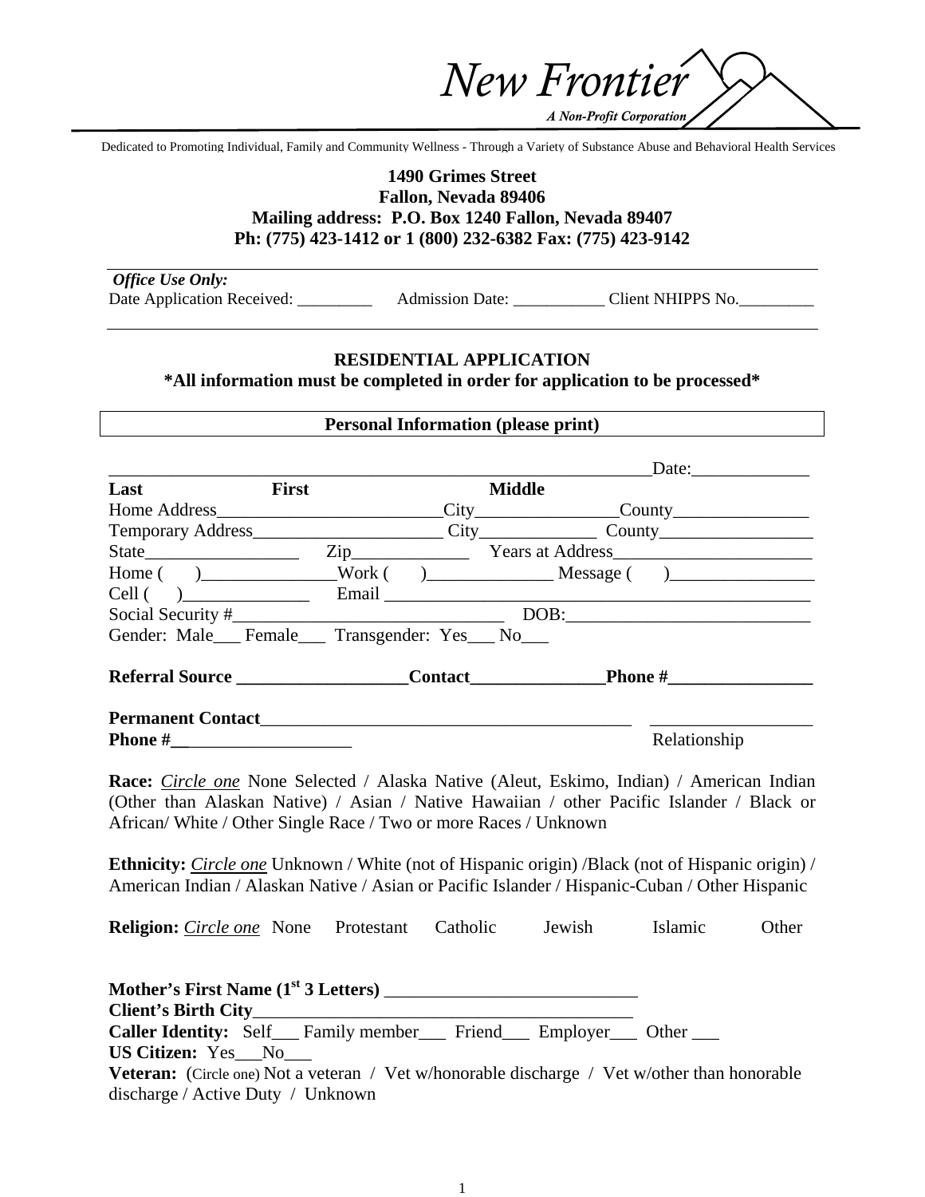New Frontier

*A Non-Profit Corporation*

Dedicated to Promoting Individual, Family and Community Wellness - Through a Variety of Substance Abuse and Behavioral Health Services

**1490 Grimes Street**
**Fallon, Nevada 89406**
**Mailing address: P.O. Box 1240 Fallon, Nevada 89407**
**Ph: (775) 423-1412 or 1 (800) 232-6382 Fax: (775) 423-9142**

*Office Use Only:*
Date Application Received: _________ Admission Date: ___________ Client NHIPPS No._________

## RESIDENTIAL APPLICATION

**\*All information must be completed in order for application to be processed\***

**Personal Information (please print)**

______________________________________________________________Date:_____________
**Last** **First** **Middle**

Home Address_________________________City_______________County_______________
Temporary Address_____________________ City_____________ County_________________
State_________________ Zip_____________ Years at Address______________________
Home ( )_______________Work ( )______________ Message ( )________________
Cell ( )______________ Email _______________________________________________
Social Security #_____________________________ DOB:___________________________
Gender: Male___ Female___ Transgender: Yes___ No___

**Referral Source ___________________Contact_______________Phone #________________**

**Permanent Contact**__________________________________________ _________________
**Phone #___________________** Relationship

**Race:** *Circle one* None Selected / Alaska Native (Aleut, Eskimo, Indian) / American Indian (Other than Alaskan Native) / Asian / Native Hawaiian / other Pacific Islander / Black or African/ White / Other Single Race / Two or more Races / Unknown

**Ethnicity:** *Circle one* Unknown / White (not of Hispanic origin) /Black (not of Hispanic origin) / American Indian / Alaskan Native / Asian or Pacific Islander / Hispanic-Cuban / Other Hispanic

**Religion:** *Circle one* None Protestant Catholic Jewish Islamic Other

**Mother's First Name (1st 3 Letters)** ___________________________
**Client's Birth City**_________________________________________
**Caller Identity:** Self___ Family member___ Friend___ Employer___ Other ___
**US Citizen:** Yes___No___
**Veteran:** (Circle one) Not a veteran / Vet w/honorable discharge / Vet w/other than honorable discharge / Active Duty / Unknown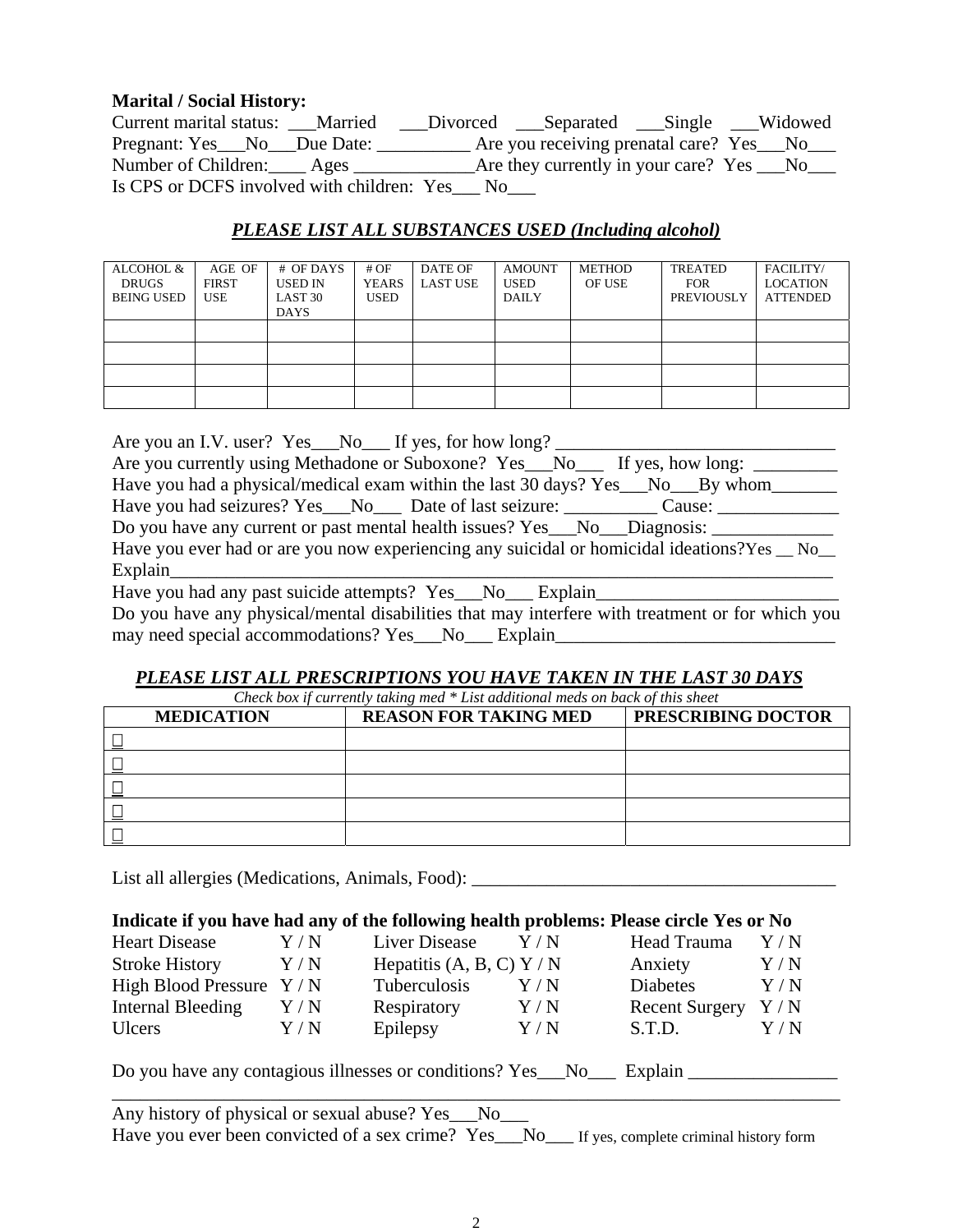**Marital / Social History:**

Current marital status: ___Married ___Divorced ___Separated ___Single ___Widowed
Pregnant: Yes___No___Due Date: __________ Are you receiving prenatal care? Yes___No___
Number of Children:____ Ages _____________Are they currently in your care? Yes ___No___
Is CPS or DCFS involved with children: Yes___ No___

## ***PLEASE LIST ALL SUBSTANCES USED (Including alcohol)***

| ALCOHOL & DRUGS BEING USED | AGE OF FIRST USE | # OF DAYS USED IN LAST 30 DAYS | # OF YEARS USED | DATE OF LAST USE | AMOUNT USED DAILY | METHOD OF USE | TREATED FOR PREVIOUSLY | FACILITY/ LOCATION ATTENDED |
|---|---|---|---|---|---|---|---|---|
| | | | | | | | | |
| | | | | | | | | |
| | | | | | | | | |
| | | | | | | | | |

Are you an I.V. user? Yes___No___ If yes, for how long? _______________________________
Are you currently using Methadone or Suboxone? Yes___No___ If yes, how long: _________
Have you had a physical/medical exam within the last 30 days? Yes___No___By whom_______
Have you had seizures? Yes___No___ Date of last seizure: __________ Cause: _____________
Do you have any current or past mental health issues? Yes___No___Diagnosis: _____________
Have you ever had or are you now experiencing any suicidal or homicidal ideations?Yes __ No__
Explain___________________________________________________________________________
Have you had any past suicide attempts? Yes___No___ Explain__________________________
Do you have any physical/mental disabilities that may interfere with treatment or for which you may need special accommodations? Yes___No___ Explain______________________________

## ***PLEASE LIST ALL PRESCRIPTIONS YOU HAVE TAKEN IN THE LAST 30 DAYS***

*Check box if currently taking med * List additional meds on back of this sheet*

| MEDICATION | REASON FOR TAKING MED | PRESCRIBING DOCTOR |
|---|---|---|
| □ | | |
| □ | | |
| □ | | |
| □ | | |
| □ | | |

List all allergies (Medications, Animals, Food): _______________________________________

**Indicate if you have had any of the following health problems: Please circle Yes or No**

| | | | | | |
|---|---|---|---|---|---|
| Heart Disease | Y / N | Liver Disease | Y / N | Head Trauma | Y / N |
| Stroke History | Y / N | Hepatitis (A, B, C) | Y / N | Anxiety | Y / N |
| High Blood Pressure | Y / N | Tuberculosis | Y / N | Diabetes | Y / N |
| Internal Bleeding | Y / N | Respiratory | Y / N | Recent Surgery | Y / N |
| Ulcers | Y / N | Epilepsy | Y / N | S.T.D. | Y / N |

Do you have any contagious illnesses or conditions? Yes___No___ Explain ________________
_______________________________________________________________________________
Any history of physical or sexual abuse? Yes___No___
Have you ever been convicted of a sex crime? Yes___No___ If yes, complete criminal history form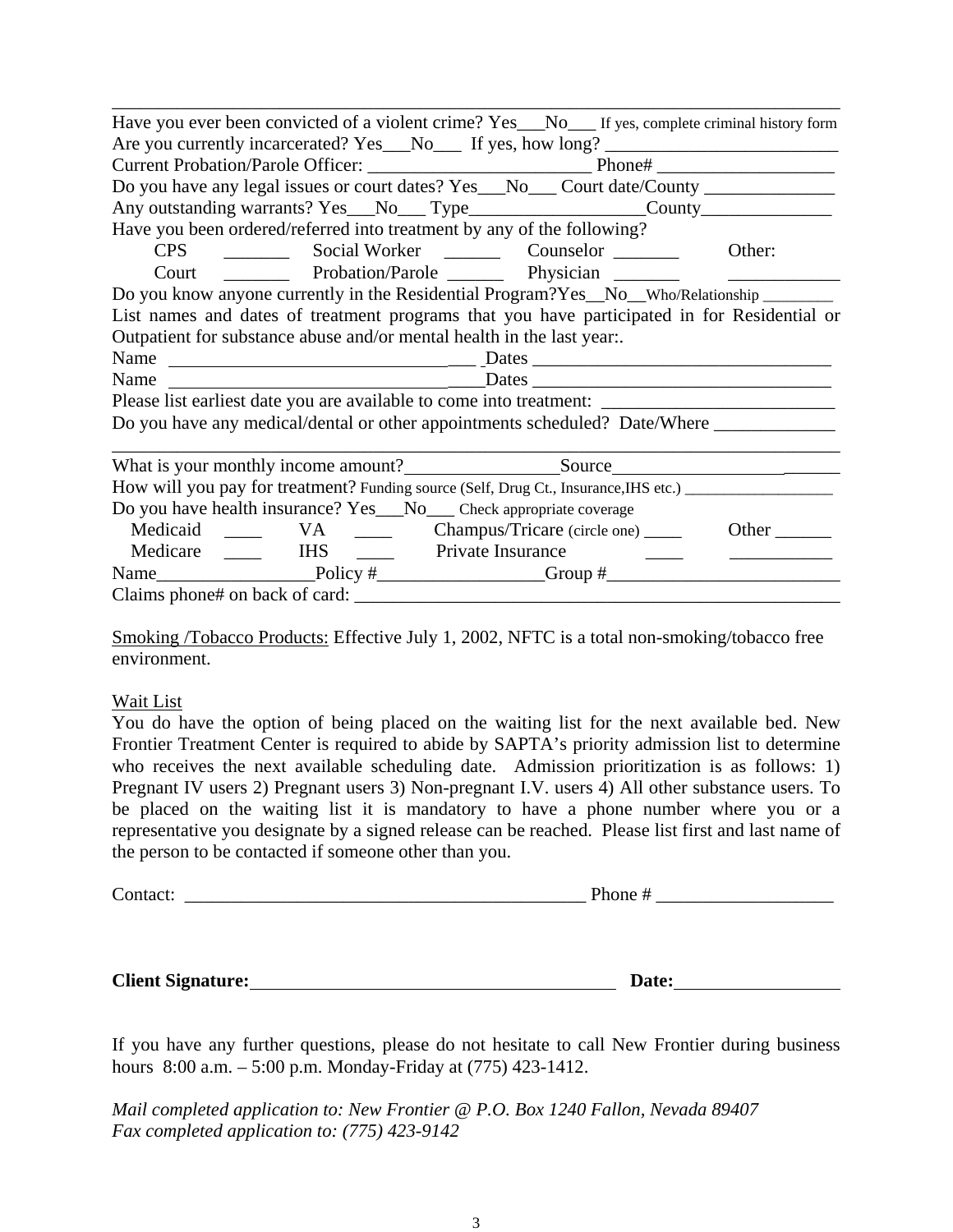Have you ever been convicted of a violent crime? Yes___No___ If yes, complete criminal history form
Are you currently incarcerated? Yes___No___ If yes, how long? _________________________
Current Probation/Parole Officer: ________________________ Phone# ___________________
Do you have any legal issues or court dates? Yes___No___ Court date/County ______________
Any outstanding warrants? Yes___No___ Type___________________County______________
Have you been ordered/referred into treatment by any of the following?

| | | | | | | |
|---|---|---|---|---|---|---|
| CPS | _______ | Social Worker | ______ | Counselor | _______ | Other: |
| Court | _______ | Probation/Parole | ______ | Physician | _______ | ____________ |

Do you know anyone currently in the Residential Program?Yes__No__Who/Relationship _________
List names and dates of treatment programs that you have participated in for Residential or Outpatient for substance abuse and/or mental health in the last year:.
Name ___________________________________ Dates ________________________________
Name ___________________________________ Dates ________________________________
Please list earliest date you are available to come into treatment: _________________________
Do you have any medical/dental or other appointments scheduled? Date/Where _____________

What is your monthly income amount?________________Source________________________
How will you pay for treatment? Funding source (Self, Drug Ct., Insurance,IHS etc.) ___________________
Do you have health insurance? Yes___No___ Check appropriate coverage

| | | | | | | | |
|---|---|---|---|---|---|---|---|
| Medicaid | ____ | VA | ____ | Champus/Tricare (circle one) | ____ | Other | ______ |
| Medicare | ____ | IHS | ____ | Private Insurance | ____ | | ___________ |

Name_________________Policy #_________________Group #_________________________
Claims phone# on back of card: _____________________________________________________

Smoking /Tobacco Products: Effective July 1, 2002, NFTC is a total non-smoking/tobacco free environment.

Wait List
You do have the option of being placed on the waiting list for the next available bed. New Frontier Treatment Center is required to abide by SAPTA's priority admission list to determine who receives the next available scheduling date. Admission prioritization is as follows: 1) Pregnant IV users 2) Pregnant users 3) Non-pregnant I.V. users 4) All other substance users. To be placed on the waiting list it is mandatory to have a phone number where you or a representative you designate by a signed release can be reached. Please list first and last name of the person to be contacted if someone other than you.

Contact: ____________________________________________ Phone # ___________________

**Client Signature:**________________________________________ **Date:**__________________

If you have any further questions, please do not hesitate to call New Frontier during business hours 8:00 a.m. – 5:00 p.m. Monday-Friday at (775) 423-1412.

*Mail completed application to: New Frontier @ P.O. Box 1240 Fallon, Nevada 89407*
*Fax completed application to: (775) 423-9142*